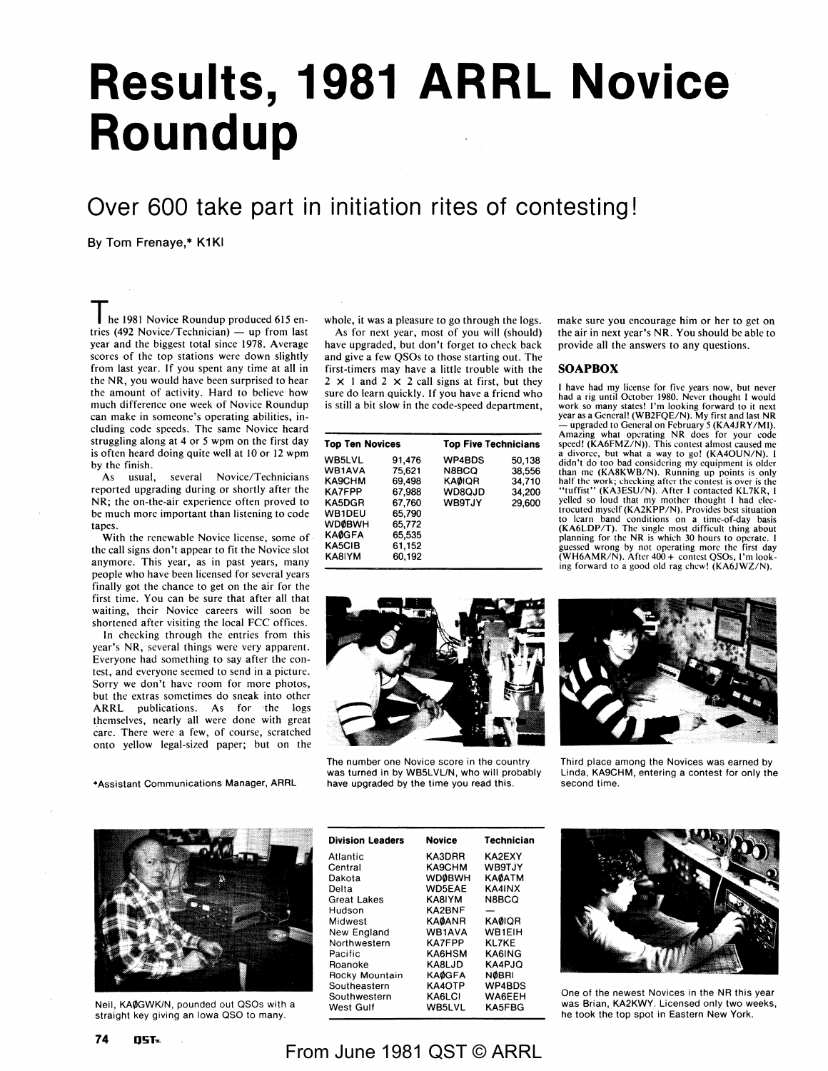# Results, 1981 ARRL Novice Roundup

## Over 600 take part in initiation rites of contesting!

By Tom Frenaye,* K1KI

The 1981 Novice Roundup produced 615 entries (492 Novice/Technician) — up from last year and the biggest total since 1978. Average scores of the top stations were down slightly from last year. If you spent any time at all in the NR, you would have been surprised to hear the amount of activity. Hard to believe how much difference one week of Novice Roundup can make in someone's operating abilities, including code speeds. The same Novice heard struggling along at 4 or 5 wpm on the first day is often heard doing quite well at 10 or 12 wpm by the finish.

As usual, several Novice/Technicians reported upgrading during or shortly after the NR; the on-the-air experience often proved to be much more important than listening to code tapes.

With the renewable Novice license, some of the call signs don't appear to fit the Novice slot anymore. This year, as in past years, many people who have been licensed for several years finally got the chance to get on the air for the first time. You can be sure that after all that waiting, their Novice careers will soon be shortened after visiting the local FCC offices.

In checking through the entries from this year's NR, several things were very apparent. Everyone had something to say after the contest, and everyone seemed to send in a picture. Sorry we don't have room for more photos, but the extras sometimes do sneak into other ARRL publications. As for the logs themselves, nearly all were done with great care. There were a few, of course, scratched onto yellow legal-sized paper; but on the whole, it was a pleasure to go through the logs.

As for next year, most of you will (should) have upgraded, but don't forget to check back and give a few QSOs to those starting out. The first-timers may have a little trouble with the 2 × 1 and 2 × 2 call signs at first, but they sure do learn quickly. If you have a friend who is still a bit slow in the code-speed department, make sure you encourage him or her to get on the air in next year's NR. You should be able to provide all the answers to any questions.

*Assistant Communications Manager, ARRL

| Top Ten Novices | | Top Five Technicians | |
|---|---|---|---|
| WB5LVL | 91,476 | WP4BDS | 50,138 |
| WB1AVA | 75,621 | N8BCQ | 38,556 |
| KA9CHM | 69,498 | KAØIQR | 34,710 |
| KA7FPP | 67,988 | WD8QJD | 34,200 |
| KA5DGR | 67,760 | WB9TJY | 29,600 |
| WB1DEU | 65,790 | | |
| WDØBWH | 65,772 | | |
| KAØGFA | 65,535 | | |
| KA5CIB | 61,152 | | |
| KA8IYM | 60,192 | | |

## SOAPBOX

I have had my license for five years now, but never had a rig until October 1980. Never thought I would work so many states! I'm looking forward to it next year as a General! (WB2FQE/N). My first and last NR — upgraded to General on February 5 (KA4JRY/MI). Amazing what operating NR does for your code speed! (KA6FMZ/N)). This contest almost caused me a divorce, but what a way to go! (KA4OUN/N). I didn't do too bad considering my equipment is older than me (KA8KWB/N). Running up points is only half the work; checking after the contest is over is the "tuffist" (KA3ESU/N). After I contacted KL7KR, I yelled so loud that my mother thought I had electrocuted myself (KA2KPP/N). Provides best situation to learn band conditions on a time-of-day basis (KA6LDP/T). The single most difficult thing about planning for the NR is which 30 hours to operate. I guessed wrong by not operating more the first day (WH6AMR/N). After 400 + contest QSOs, I'm looking forward to a good old rag chew! (KA6JWZ/N).

The number one Novice score in the country was turned in by WB5LVL/N, who will probably have upgraded by the time you read this.

Third place among the Novices was earned by Linda, KA9CHM, entering a contest for only the second time.

Neil, KAØGWK/N, pounded out QSOs with a straight key giving an Iowa QSO to many.

| Division Leaders | Novice | Technician |
|---|---|---|
| Atlantic | KA3DRR | KA2EXY |
| Central | KA9CHM | WB9TJY |
| Dakota | WDØBWH | KAØATM |
| Delta | WD5EAE | KA4INX |
| Great Lakes | KA8IYM | N8BCQ |
| Hudson | KA2BNF | — |
| Midwest | KAØANR | KAØIQR |
| New England | WB1AVA | WB1EIH |
| Northwestern | KA7FPP | KL7KE |
| Pacific | KA6HSM | KA6ING |
| Roanoke | KA8LJD | KA4PJQ |
| Rocky Mountain | KAØGFA | NØBRI |
| Southeastern | KA4OTP | WP4BDS |
| Southwestern | KA6LCI | WA6EEH |
| West Gulf | WB5LVL | KA5FBG |

One of the newest Novices in the NR this year was Brian, KA2KWY. Licensed only two weeks, he took the top spot in Eastern New York.

From June 1981 QST © ARRL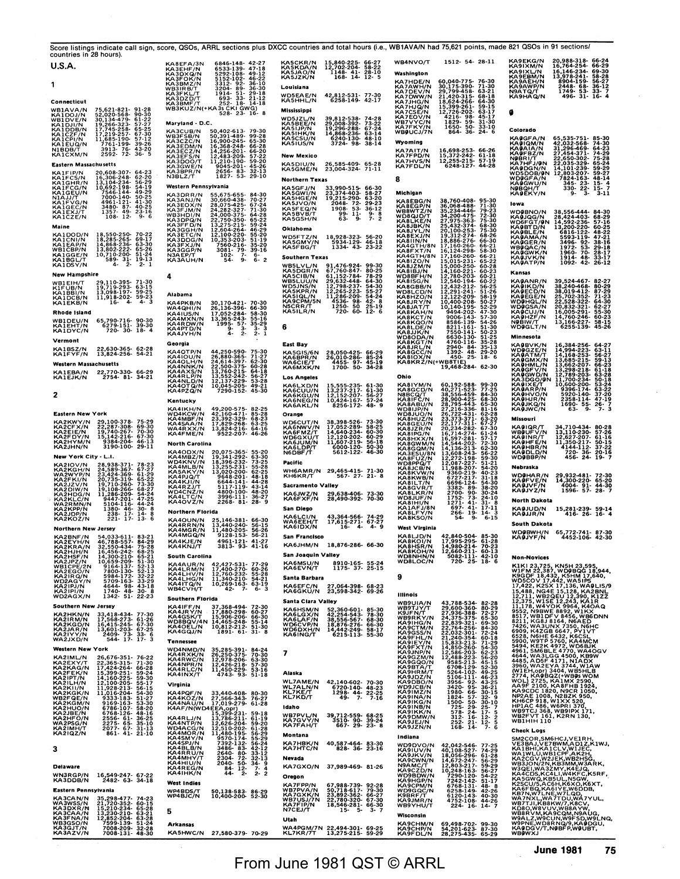Score listings indicate call sign, score, QSOs, ARRL sections plus DXCC countries and total hours (i.e., WB1AVA/N had 75,621 points, made 821 QSOs in 91 sections/countries in 28 hours).

# U.S.A.

## 1

### Connecticut

WB1AVA/N 75,621-821- 91-28
KA1DOJ/N 52,020-568- 90-30
WB1DVE/N 30,134-479- 61-22
KA1DUJ/N 19,266-323- 57-27
KA1DDB/N 17,745-258- 65-25
KA1CZF/N 17,219-257- 67-30
KA1CPI/N 11,685-190- 57-12
KA1EUQ/N 7761-199- 39-26
N1BDB/T 3913- 76- 43-20
KA1CXM/N 2592- 72- 36- 5

### Eastern Massachusetts

KA1FIP/N 20,608-307- 64-23
KA1FCS/N 16,306-248- 62-20
KA1GHR/N 13,104-234- 56-29
KA1FCG/N 10,692-198- 54-19
KA1GEU/N 7546-144- 49-29
N1AJJ/T 7000-140- 50-25
KA1FVG/N 4961-121- 41-30
KA1GEC/N 3480- 87- 40-25
KA1EXJ/T 1357- 49- 23-16
KA1CZE/N 108- 12- 9- 6

### Maine

KA1DOD/N 18,550-250- 70-22
KA1CNI/N 18,285-265- 69-17
KA1EAP/N 14,868-236- 63-30
WB1CBP/N 13,802-222- 65-26
KA1GGE/N 10,710-200- 51-24
KA1BGL/T 589- 31- 19-13
KA1DSY/N 4- 2- 2- 1

### New Hampshire

WB1EIH/T 29,110-395- 71-30
K1FUB/N 19,719-293- 63-15
KA1BBI/N 13,098-197- 59-25
KA1DCB/N 11,918-202- 59-23
KA1EKB/N 16- 4- 4- 3

### Rhode Island

WB1DEU/N 65,790-716- 90-30
KA1EHY/N 6279-151- 39-30
KA1DYC/N 720- 30- 18- 4

### Vermont

KA1BSZ/N 22,630-365- 62-28
KA1FYF/N 13,824-256- 54-21

### Western Massachusetts

KA1EBA/N 22,770-330- 66-29
KA1EJK/N 2754- 81- 34-21

## 2

### Eastern New York

KA2KWY/N 29,100-378- 75-29
KA2CFX/N 22,287-308- 69-30
KA2EIE/N 19,740-267- 70-30
KA2FDY/N 15,142-216- 67-30
KA2HYM/N 9384-204- 46-13
KA2JHN/N 3190-100- 29-11

### New York City - L.I.

KA2IOV/N 28,938-371- 78-23
KA2KGH/N 24,589-367- 67-27
WA2WYP/N 23,424-369- 61-29
KA2FKI/N 20,735-319- 65-22
KA2JZV/N 19,710-260- 73-30
KA2DIW/N 19,108-266- 68-27
KA2HDG/N 11,286-209- 54-24
KA2KLC/N 9447-201- 47-25
WA2RMN/N 5104-116- 44-24
KA2KPP/N 1380- 46- 30- 8
KA2JDP/N 238- 17- 14- 8
KA2KOZ/N 221- 17- 13- 6

### Northern New Jersey

KA2BNF/N 54,033-611- 83-21
KA2EYH/N 46,788-557- 84-29
KA2KRA/N 32,550-434- 75-28
KA2JJH/N 16,456-242- 68-25
KA2HSF/N 14,300-210- 65-21
KA2JPZ/N 10,659-209- 51-30
WB1CPE/2N 9164-137- 52-13
KA2EGO/N 7800-130- 52-13
KA2IRQ/N 5984-172- 32-22
WD2AGY/N 5709-163- 33-29
KA2IPJ/N 4644- 98- 43-18
KA2IPI/N 1740- 48- 30- 8
WD2AGX/N 1342- 51- 22-23

### Southern New Jersey

KA2HKN/N 33,418-434- 77-30
KA2IRM/N 17,568-273- 61-26
KA2KGD/N 16,415-245- 67-30
KA2JAR/N 13,601-203- 67-25
KA2IYY/N 2409- 73- 33- 6
KA2JXD/N 544- 17- 17- 3

### Western New York

KA2IML/N 26,676-351- 76-22
KA2EXY/T 22,365-315- 71-30
KA2KAG/N 17,424-264- 66-28
KA2FEK/N 15,399-251- 59-24
KA2IPT/N 14,160-225- 59-30
KA2ILH/N 12,100-205- 55-17
KA2KII/N 11,928-213- 56-15
KA2GKK/N 11,016-204- 54-30
WB2FQE/N 9333-183- 51-27
KA2KGM/N 9169-163- 53-30
KA2HUO/N 6786-107- 58-20
KA2JBE/N 6768-126- 48-16
KA2HFO/N 2556- 61- 36-25
WA2PSG/N 2275- 65- 35-10
KA2IMH/T 2077- 67- 31-13
KA2IQZ/N 861- 41- 21-10

## 3

### Delaware

WN3RGP/N 16,549-247- 67-22
KA3DDB/N 2482- 63- 34-18

### Eastern Pennsylvania

KA3CAN/N 35,298-477- 74-23
WA3WSS/N 21,720-352- 60-15
KA3DXR/N 15,210-234- 65-28
KA3CAA/N 13,230-210- 63-21
KA3FNA/N 12,852-204- 63-28
WB3GSO/N 7599-139- 51-24
KA3GJT/N 7008-209- 32-28
KA3AZV/N 7008-131- 48-30
KA8EFA/3N 6846-148- 42-27
KA3EHF/N 6533-139- 47-18
KA3DXQ/N 5292-108- 49-12
KA3FOK/N 5152-102- 46-22
KA3BMZ/N 3312- 92- 36-10
WB3IRB/T 3204- 89- 36-30
KA3FKL/T 1914- 51- 29-18
KA3DZD/T 693- 33- 21-12
KA3BMF/T 252- 18- 14-18
WB3KUZ/N(+KA3s CKI GWG) 528- 23- 16- 8

### Maryland - D.C.

KA3CUB/N 50,402-613- 79-30
WB3FSB/N 50,391-489- 99-28
KA3CZC/N 16,900-245- 65-30
KA3EDM/N 16,368-248- 66-28
KA3ECZ/N 14,256-201- 66-20
KA3EFS/N 12,483-209- 57-22
KA3DOO/T 11,210-190- 59-20
KA3GWE/N 9045-201- 45-26
KA3BPR/N 2656- 83- 32-13
N3BLZ/T 1827- 53- 29-10

### Western Pennsylvania

KA3DRR/N 55,675-655- 84-30
KA3ANJ/N 30,660-438- 70-27
KA3EOX/N 28,075-425- 67-24
KA3FJM/N 24,282-327- 71-30
WB3HDI/N 24,000-354- 64-28
KA3DPQ/N 22,750-350- 65-22
KA3FFD/N 13,275-215- 59-24
KA3GGH/N 12,604-264- 46-29
KA3ETC/N 12,100-220- 55-20
KA3DGG/N 10,353-203- 51-19
KA3FXJ/N 7560-216- 35-20
KA3GGP/N 3081- 79- 39-16
N3AEP/T 102- 7- 6-
KA3AUH/N 54- 9- 6- 2

## 4

### Alabama

KA4PKB/N 30,170-421- 70-30
WA4QHI/N 26,136-396- 66-30
KA4IUS/N 17,052-284- 58-30
KA4QQZ/N 13,365-243- 55-16
KA4RDW/N 1995- 57- 35-29
KA4PTD/N 9- 3- 3- 3
KA4JYH/N 4- 2- 2- 1

### Georgia

KA4OTP/N 44,250-590- 75-30
KA4IOU/N 26,880-365- 71-27
KA4OLH/N 24,614-397- 62-30
KA4NNK/N 22,500-375- 60-28
KA4AXS/N 13,760-215- 64-18
KA4RLP/N 13,552-242- 56-27
KA4NLD/N 12,137-229- 53-28
KA4OTQ/N 10,045-205- 49-21
KA4PZQ/N 7290-152- 45-30

### Kentucky

KA4IKH/N 49,200-575- 82-25
WD4KCW/N 42,160-471- 85-28
KA4MBF/N 23,392-329- 68-23
KA4SAO/N 17,829-268- 63-25
WA4RXX/N 13,824-216- 64-16
KA4FME/N 9522-207- 46-26

### North Carolina

KA4ODX/N 20,075-365- 55-20
KA4MBZ/N 19,341-292- 63-30
WD4KNV/N 18,396-232- 73-25
KA4MLB/N 13,255-231- 55-28
KA5AKY/N 13,020-200- 62-25
KA4PQT/N 9648-201- 48-18
KA4KJI/N 6644-141- 44-28
KA4RZJ/T 5117-119- 43-14
WD4CNZ/N 4800-100- 48-20
KA4LTC/N 3996-111- 36-27
KA4OVZ/N 2268- 81- 28- 9

### Northern Florida

KA4OUN/N 25,146-381- 66-30
KA4RRO/N 13,440-240- 56-15
KA4MGR/N 11,480-205- 56-26
KA4MGQ/N 9128-153- 56-21
KA4KJE/N 4961-121- 41-27
KA4NNJ/T 3813- 93- 41-16

### South Carolina

KA4AUR/N 42,427-531- 77-29
KA4LRM/N 17,400-270- 60-26
KA4LHV/N 12,760-232- 55-28
KA4LHG/N 11,340-210- 54-21
KA4ITQ/N 10,269-163- 63-19
WB4CVH/T 42- 7- 6- 3

### Southern Florida

KA4IFF/N 37,368-494- 72-30
KA4JRY/N 17,880-298- 60-27
KA4GSK/T 15,906-206- 66-30
WD8BQV/4N 14,465-248- 55-14
KA4OEL/N 10,812-212- 51-30
KA4GQJ/N 1891- 61- 31- 8

### Tennessee

WD4NMD/N 35,285-391- 84-24
KA4RXK/N 26,250-375- 70-30
KA4RWC/N 12,978-206- 63-30
KA4NPR/N 12,426-218- 57-30
KA4RLC/N 11,450-229- 50-16
KA4INX/T 4743- 93- 51-18

### Virginia

KA4PQF/N 33,440-408- 80-30
KA4KOZ/N 27,566-343- 76-27
KA4NAU/T 17,019-279- 61-28
KA4F/N(WD4EEA,opr) 15,399-231- 59-18
KA4RLJ/N 13,786-211- 61-19
KA4NTP/N 12,626-204- 59-20
WD4ACG/N 12,510-202- 61-28
KA4MOR/N 11,480-195- 56-29
KA4SMY/N 9570-174- 55-29
KA4SPJ/N 7392-132- 56-24
KA4BLB/N 3486- 83- 42-12
KA4RRU/N 2640- 80- 33-12
KA4MHY/T 2304- 72- 32-13
KA4HIU/N 2040- 50- 34- 9
KA4REG/N 84- 12- 7- 4
KA4IHK/N 44- 2- 2- 2

### West Indies

WP4BDS/T 50,138-583- 86-29
WP4BJC/N 10,400-200- 52-30

## 5

### Arkansas

KA5HWC/N 27,580-379- 70-29
KA5CKR/N 15,840-225- 66-27
KA5KDA/N 12,702-204- 58-22
KA5JAO/N 1148- 41- 28-10
KA5JZK/N 168- 14- 12- 5

### Louisiana

WD5EAE/N 42,812-531- 77-30
KA5HHL/N 6258-149- 42-17

### Mississippi

WD5JZL/N 39,812-538- 74-28
KA5EEE/N 29,008-392- 73-22
KA5IJP/N 15,296-288- 67-24
KA5IHK/N 14,868-236- 63-14
KA5CSU/N 6240-130- 48-10
KA5IUS/N 3724- 98- 38-14

### New Mexico

KA5DIU/N 26,585-409- 65-28
KA5GME/N 23,004-324- 71-11

### Northern Texas

KA5GFJ/N 33,990-515- 66-30
KA5GWI/N 23,374-403- 58-27
KA5HGE/N 19,215-290- 63-20
KA5JVO/N 2048- 72- 29-23
KA5FEQ/N 1908- 53- 36-12
KA5BVB/T 99- 11- 9- 8
KA5GSH/N 63- 9- 7- 2

### Oklahoma

WD5FTZ/N 18,928-323- 56-20
KA5GMY/N 5934-129- 46-18
KA5FBG/T 1334- 43- 23-22

### Southern Texas

WB5LVL/N 91,476-924- 99-30
KA5DGR/N 67,760-847- 80-30
KA5CIB/N 61,152-784- 78-29
WB5LUU/N 29,632-448- 64-30
WD5JNS/N 12,798-237- 54-30
KA5KPR/N 12,265-223- 55-27
KA5GUJ/N 11,286-209- 54-24
KA9CPM/5N 4536- 98- 42- 8
N5CRR/T 1250- 50- 25-19
KA5ILR/N 720- 60- 12- 6

## 6

### East Bay

KA5GIS/6N 28,050-425- 66-29
KA6BPR/N 26,010-286- 85-24
KA6CIE/T 4455- 97- 45-19
KA6MXK/N 1700- 50- 34-28

### Los Angeles

KA6LXD/N 15,555-235- 61-30
KA6CUU/N 13,237-217- 61-30
KA6KGU/N 10,152-207- 56-27
KA6NEG/N 10,424-167- 57-24
KA6AKL/N 8256-172- 48- 9

### Orange

WD6CUT/N 38,398-526- 73-30
KA6NEW/N 17,052-289- 58-25
KA6FMZ/T 14,640-234- 60-30
WD6GXU/T 12,120-202- 60-29
KA6JUM/N 11,607-219- 56-18
KA6LDP/T 6000-120- 50-30
N6DBF/T 5612-122- 46-30

### Pacific

WH6AMR/N 29,465-415- 71-30
KH6KR/T 567- 27- 21- 8

### Sacramento Valley

KA6JWZ/N 29,638-406- 73-30
KA6FXF/N 28,490-392- 70-30

### San Diego

KA6LCI/N 43,364-566- 74-29
WA6EEH/T 17,615-271- 67-27
KA6IDX/N 16- 4- 4- 9

### San Francisco

KA6JHM/N 18,876-286- 66-30

### San Joaquin Valley

KA6MSU/N 8910-165- 55-24
KA6EVN/T 1175- 37- 25-15

### Santa Barbara

KA6EFC/N 27,064-398- 68-23
KA6GKU/N 23,598-342- 69-26

### Santa Clara Valley

KA6HSM/N 52,360-601- 85-30
KA6LGY/N 42,254-543- 78-30
KA6LAF/N 38,556-567- 68-30
WD6CVP/N 18,876-276- 66-30
WD6CHA/N 14,442-249- 58-17
KA6ING/T 6215-113- 55-30

## 7

### Alaska

WL7AME/N 42,140-602- 70-30
WL7ALN/N 6720-140- 48-23
KL7KE/T 1298- 44- 22-25
KL7KD/T 49- 7- 7-16

### Idaho

WB7PVL/N 39,712-559- 68-25
KA7GVY/N 3510- 90- 39-24
KA7FAH/T 667- 29- 23- 8

### Montana

KA7HBK/N 40,587-464- 83-30
KA7HTC/N 828- 36- 23-16

### Nevada

KA7GXO/N 37,989-469- 81-26

### Oregon

KA7FPP/N 67,988-739- 92-28
WB7PVA/N 50,718-617- 79-30
KA7GXK/N 33,892-362- 66-27
WB7USJ/7N 22,780-320- 67-30
KA7FIP/N 18,546-281- 66-30
N7CEI/T 15- 5- 3- 7

### Utah

WA4PGM/7N 22,494-301- 69-25
KL7KR/7T 13,275-215- 59-29
WB4NVO/T 1512- 54- 28-11

### Washington

KA7HDE/N 60,040-775- 76-30
KA7AWH/N 30,175-390- 71-30
KA7DEV/N 29,799-458- 63-21
KA7DWW/N 21,420-315- 68-18
KA7JHG/N 18,624-266- 64-30
KA7HQN/N 15,399-261- 59-15
KA7CSE/N 12,726-202- 63-17
KA7EOV/N 4216- 98- 45-17
WB7VYC/N 1829- 59- 31-30
KA7FKY/N 1650- 50- 33-10
WB0UCJ/7N 864- 36- 24- 6

### Wyoming

KA7AIT/N 16,698-253- 66-26
KA7FPD/N 15,372-242- 61-18
KA7HVS/N 12,255-215- 57-19
KA7FDL/N 6248-127- 44-28

## 8

### Michigan

KA8EBG/N 38,760-408- 95-30
KA8EGP/N 36,068-488- 71-30
WB8WTZ/N 35,234-446- 79-23
WD8QJD/T 34,200-475- 72-30
KA8LKE/N 27,975-363- 75-30
KA8JBK/N 25,432-374- 68-30
KA8JVL/N 20,100-253- 75-30
KA8EXJ/N 19,312-274- 68-26
KA8ILN/N 18,886-276- 66-30
KA4GTH/8N 17,160-260- 66-21
KA8FXT/N 16,124-298- 58-30
KA4GTH/8N 17,160-260- 66-21
KA8IZO/N 15,015-231- 65-22
KA8JZM/N 15,000-250- 60-28
KA8IBJ/N 14,160-221- 60-23
WD8BFH/N 12,780-203- 60-21
KA8ISG/N 12,540-194- 60-22
KA8GBB/N 12,432-212- 56-25
WD8LCD/N 12,291-241- 51-26
KA8HZO/N 12,122-209- 58-19
KA8JKY/N 10,400-208- 50-27
KA8JAT/T 10,140-195- 52-29
KA8KAH/N 9494-202- 47-30
KA8KCT/N 9006-143- 57-30
KA8KQO/N 8586-139- 54-26
KA8LDE/N 8211-161- 51-30
KA8JJK/N 7550-141- 50-23
WD8ODA/N 6630-130- 51-25
KA8KGT/N 4760-116- 35-28
KA8JRL/N 2940- 84- 35-13
KA8GCD/N 1392- 48- 29-20
KA8IOX/N 450- 25- 18- 6
KA8KRZ/N(+WB8TIE) 19,468-284- 62-30

### Ohio

KA8IYM/N 60,192-588- 99-30
KA8GCD/N 40,271-523- 77-25
N8BCG/T 38,556-459- 84-30
KA8IFC/N 28,900-425- 68-30
KA8ABU/N 28,795-443- 65-30
WD8IJP/N 27,216-336- 81-16
WD8JUO/N 26,722-431- 62-28
KA8HUZ/N 23,373-371- 63-20
KA8CEU/N 22,177-311- 67-27
KA8JZR/N 20,234-282- 67-30
KA8IPG/N 16,714-274- 61-24
KA8HXX/N 16,597-281- 57-17
KA8GWH/N 14,544-202- 72-30
KA8GWM/N 14,136-213- 62-30
KA3EEU/8N 13,608-243- 56-22
KA8FUZ/N 12,272-198- 59-30
WD8PPQ/T 12,087-227- 51-21
KA8JCB/N 11,988-207- 54-20
KA8KVW/N 9360-219- 40-23
KA8KWB/N 6727-217- 31-18
KA8ILT/N 6696-124- 54-30
KA8GVR/T 3382- 89- 38-20
KA8LKR/N 2700- 90- 30-24
WD8JUF/N 1752- 73- 24-10
KA8IHI/N 1271- 41- 31- 8
KA8AFJ/8N 697- 41- 17-11
KA8LFY/N 266- 19- 14- 3
KA8KSO/N 54- 9- 6-15

### West Virginia

KA8LJD/N 42,840-504- 85-30
KA8KOI/N 17,995-295- 61-28
KA8HSR/N 14,980-214- 70-23
KA8KOH/N 12,660-211- 60-13
WD8NHN/N 5082-111- 42-10
WD8LOC/N 720- 25- 18- 6

## 9

### Illinois

WB9UIA/N 43,788-534- 82-28
WB9UTY/T 29,600-360- 80-29
K9JFN/T 27,936-388- 72-27
WB9KKY/N 24,375-375- 65-30
KA9HQS/N 22,839-321- 69-30
KA9CTM/N 22,764-256- 84-30
KA9GSS/N 22,032-301- 72-24
KA9FHL/N 21,240-354- 60-18
KA9EYX/N 15,833-213- 71-29
KA9FXT/N 14,850-260- 54-30
KA9JNP/N 12,586-203- 62-23
KA9GQZ/N 12,488-223- 56-20
KA9GQO/N 9585-213- 45-15
KA9BTA/T 6708-129- 52-30
KA9HRN/T 5264-102- 49-25
KA9JDZ/N 5106-111- 46-23
KA9OBO/N 3956- 92- 43-25
WD9JCB/N 3420- 95- 36-21
KA9IMZ/N 1980- 66- 30-15
KA9INA/N 1824- 57- 32- 9
KA9IKG/N 1500- 50- 30-10
KA9INB/N 725- 29- 25- 7
KA9IKK/N 578- 24- 17- 5
KA9DMW/N 312- 16- 12- 2
KA9EJJ/N 252- 21- 12- 5
KA9JZW/N 168- 14- 7- 6

### Indiana

WD9DVO/N 42,042-546- 77-25
KA9IUV/N 40,108-527- 74-29
KA9JKV/N 18,056-296- 61-28
KA9CWN/N 14,672-247- 56-29
N9AMC/T 12,803-217- 59-29
KA9CZD/N 10,248-163- 56-27
WD9BDW/N 7290-120- 54-22
KA9GHP/N 7242-142- 51-17
KA9CPM/N 6768-131- 48- 8
WD9GQC/N 6256-149- 42-26
K9BRF/T 6120-143- 40-30
KA9JMR/N 4752-108- 44-26
WB9YHU/T 224- 16- 14- 7

### Wisconsin

KA9CHM/N 69,498-702- 99-30
KA9CHP/N 54,201-623- 87-30
KA9FDL/N 28,275-435- 65-29
KA9EKG/N 20,988-318- 66-24
KA9IXM/N 16,764-254- 66-29
KA9IXL/N 16,146-234- 69-30
KA9EBM/N 13,978-241- 58-28
KA9AEH/N 8904-159- 56-27
KA9AWP/N 2448- 68- 36-12
N9ATQ/T 1749- 53- 33- 7
KA9HAQ/N 496- 31- 16- 4

## 0

### Colorado

KA0GFA/N 65,535-751- 85-30
KA0IQM/N 42,032-568- 74-30
KA0AIA/N 31,296-469- 64-23
KA0FBZ/N 27,454-371- 74-29
N0BRI/T 22,650-302- 75-28
KA7HFJ/0N 22,035-339- 65-24
KA0BGD/N 14,101-239- 59-29
WD5DOB/0N 12,803-207- 59-27
KA0GFA/N 7824-163- 48-14
KA0GWU/N 345- 23- 15- 4
N0BGH/T 330- 22- 15- 7
KA0EKY/N 9- 3- 3-11

### Iowa

WD0BNO/N 38,556-444- 84-30
KA0JQG/N 28,424-403- 68-29
WD6FGT/0N 14,592-236- 57-16
KA0BTD/N 13,200-220- 60-25
KA0BLE/N 6816-122- 48-22
KA0AMA/N 5593-119- 47-21
KA0GER/N 3496- 92- 38-16
WB0QAC/N 1972- 53- 29-18
KA0GWK/N 1960- 70- 28-17
KA0JVK/N 1914- 48- 33-17
KA0ATP/N 1092- 42- 26-12

### Kansas

KA0ANR/N 39,524-467- 82-27
KA0IKD/N 38,240-468- 80-29
KA0ECD/N 38,019-412- 87-29
KA0EGE/N 25,702-352- 71-23
WD0HGL/N 22,528-322- 64-30
WD0GSA/N 20,832-321- 62-27
KA0CUJ/N 16,005-291- 55-30
KA0HZF/N 14,700-246- 60-23
N0BIW/T 13,166-227- 58-15
WD0GLT/N 6255-139- 45-26

### Minnesota

KA0BVK/N 16,384-256- 64-27
WD0GZE/N 14,994-223- 63-11
KA0ATM/T 14,168-253- 56-27
KA0GMX/N 13,685-215- 59-13
KA0HML/N 13,662-207- 66-23
KA0GFV/N 13,298-218- 61-18
KA0GWD/N 12,789-203- 63-28
KA3DGO/0N 11,700-234- 50-18
KA0IXE/T 10,600-200- 53-24
KA0ARP/N 9396-174- 63-22
KA0HVO/N 5920-140- 37-20
KA0HJR/N 2358-114- 47-19
KA0JKQ/N 1690- 55- 26- 7
KA0JWC/N 63- 9- 7- 3

### Missouri

KA0IQR/T 34,710-434- 80-28
WB0UFV/N 13,110-230- 57-26
KA0INR/T 12,627-207- 61-16
KA0HFE/N 11,350-217- 50-15
KA0HBR/N 4144-112- 37-22
KA0DLD/N 720- 36- 20-16
WD0BBP/N 456- 24- 19- 7

### Nebraska

WD0HAR/N 29,932-481- 72-30
KA0FVE/N 14,300-220- 65-20
KA0JVF/N 4004- 91- 44-30
KA0JYZ/N 1596- 57- 28- 7

### North Dakota

KA0JUD/N 15,281-239- 59-14
KA0JJR/N 416- 26- 16- 4

### South Dakota

WD0BWH/N 65,772-741- 87-30
KA0JYF/N 4452-106- 42-30

### Non-Novices

K1KI 23,725, KN5H 23,595, W1FM 22,387, WD0BQG 18,944, K9GDF 18,432, K5HM 17,640, WD5COV 17,442, WA5IPS 17,422, K2SX 17,136, WA0LIS/9 15,488, NG4E 15,128, KA2BNL 12,711, WB2QEU 12,390, K1ZZ 12,375, W1SE 12,243, KA1R 11,178, W4YOK 9964, KA0AQ 9552, N9BWE 8892, W1KX 8517, WB1DFV 8456, WB6DNN 8211, KG8J 8164, N6AED 7426, WA3UNX 7350, N6HC 6909, K4ZGB 6647, PY1VT 6528, N6HE 6432, K6CSL 5900, W9TP 5760, KA4MCM 5494, KE2K 4979, WD6BJK 4961, SM6BLE 4770, WA4OGV 4644, WA3LGG 4500, KB9W 4485, AD5F 4171, N1ADX 3960, WA2EYA 3744, W1AW (W1EH,opr) 3404, WB5HLB 2774, KA0BQZ(+WB0s WOM WOL) 2725, KA1MX 2590, AA9F 2100, KA8FHB 1924, KA9CDC 1820, N9CR 1050, NP2AE 1008, N2BZK 950, KH6CP 918, W1XX 520, HP1AC 486, W6PRI 370, WB9TCJ 368, WB8PIX 171, WB2FVT 161, K2RN 130, WB1HIH 110

### Check Logs

SM2COR,SM6HCJ,VE1RH, VE3BAJ,VE7BWM,AD1Z,K1WJ, KA1BHI,KA1CLV,W1JEC, WA1WLU,WB1CPF,AK2H, KA2CGV,W2JEK,WB2HSG, WB3JON/2N,KB3MM,W3ARK, W3QEI,WA3ZMY,K4EJQ, KA4CDS,KC4LI,W4KFC,K5RF, KA5GWQ,KB5UL,N5GW, K2SCU/5,AC6H,K6XO,K6XT, KA6FBQ,KA6IYE,WD6DBB, KB7N,W7LNE,W7LGD, WA7NXL,WA7TDU,WA7YUL, WB7TJI,KB8KW/7,K8CV, KD8O,W8VUV,WB8AYW, WD8RVM,KA9CGM,N9AUG, W9ALZ,W9CUN,W9FSD,W9LNQ, W9PNE,WD8RNQ/9,KA0GDU, KA0DGV/T,N0BFP,W0UBT, WB0WXJ